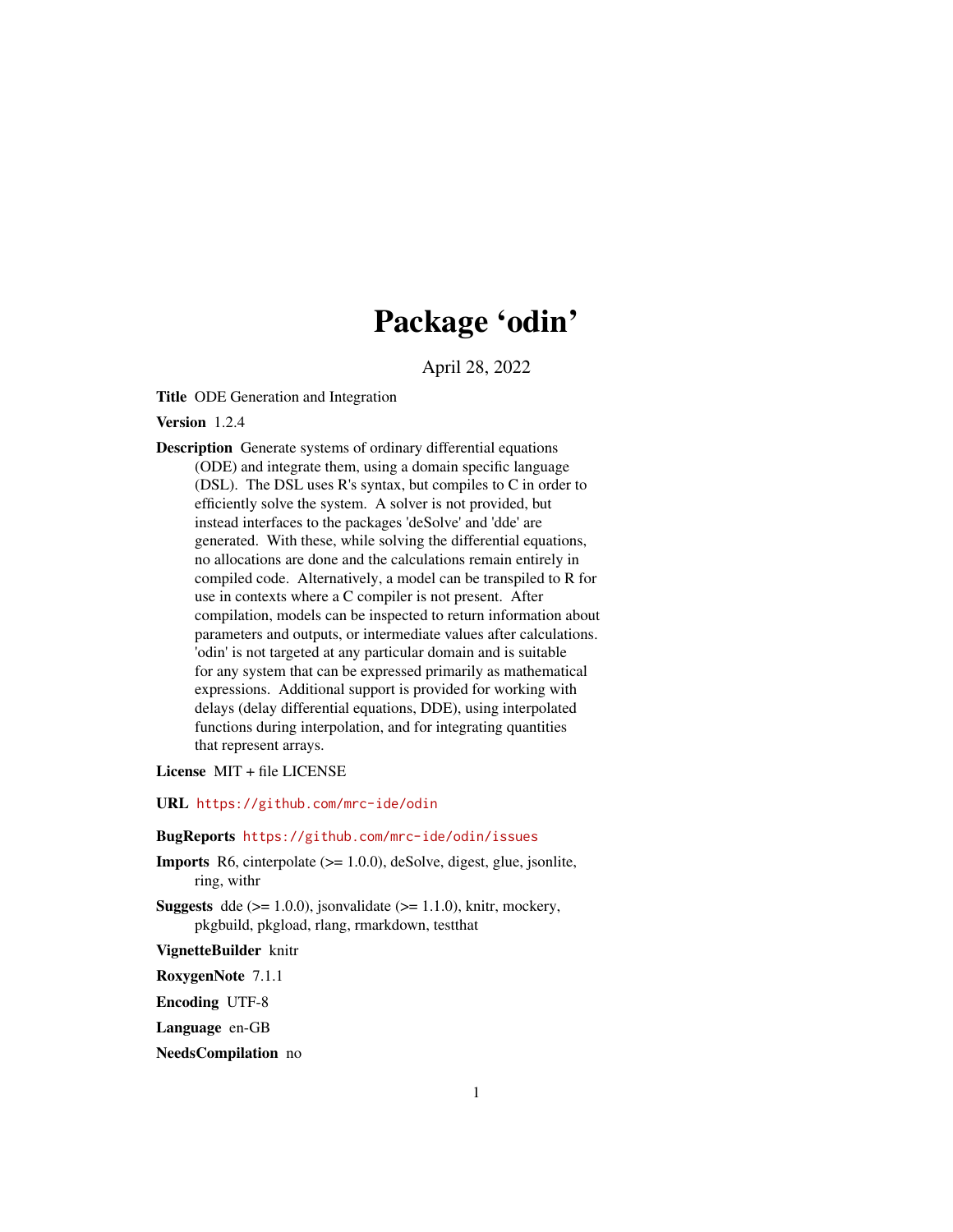# Package 'odin'

April 28, 2022

**Title** ODE Generation and Integration

**Version** 1.2.4

**Description** Generate systems of ordinary differential equations (ODE) and integrate them, using a domain specific language (DSL). The DSL uses R's syntax, but compiles to C in order to efficiently solve the system. A solver is not provided, but instead interfaces to the packages 'deSolve' and 'dde' are generated. With these, while solving the differential equations, no allocations are done and the calculations remain entirely in compiled code. Alternatively, a model can be transpiled to R for use in contexts where a C compiler is not present. After compilation, models can be inspected to return information about parameters and outputs, or intermediate values after calculations. 'odin' is not targeted at any particular domain and is suitable for any system that can be expressed primarily as mathematical expressions. Additional support is provided for working with delays (delay differential equations, DDE), using interpolated functions during interpolation, and for integrating quantities that represent arrays.

**License** MIT + file LICENSE

**URL** https://github.com/mrc-ide/odin

**BugReports** https://github.com/mrc-ide/odin/issues

**Imports** R6, cinterpolate (>= 1.0.0), deSolve, digest, glue, jsonlite, ring, withr

**Suggests** dde (>= 1.0.0), jsonvalidate (>= 1.1.0), knitr, mockery, pkgbuild, pkgload, rlang, rmarkdown, testthat

**VignetteBuilder** knitr

**RoxygenNote** 7.1.1

**Encoding** UTF-8

**Language** en-GB

**NeedsCompilation** no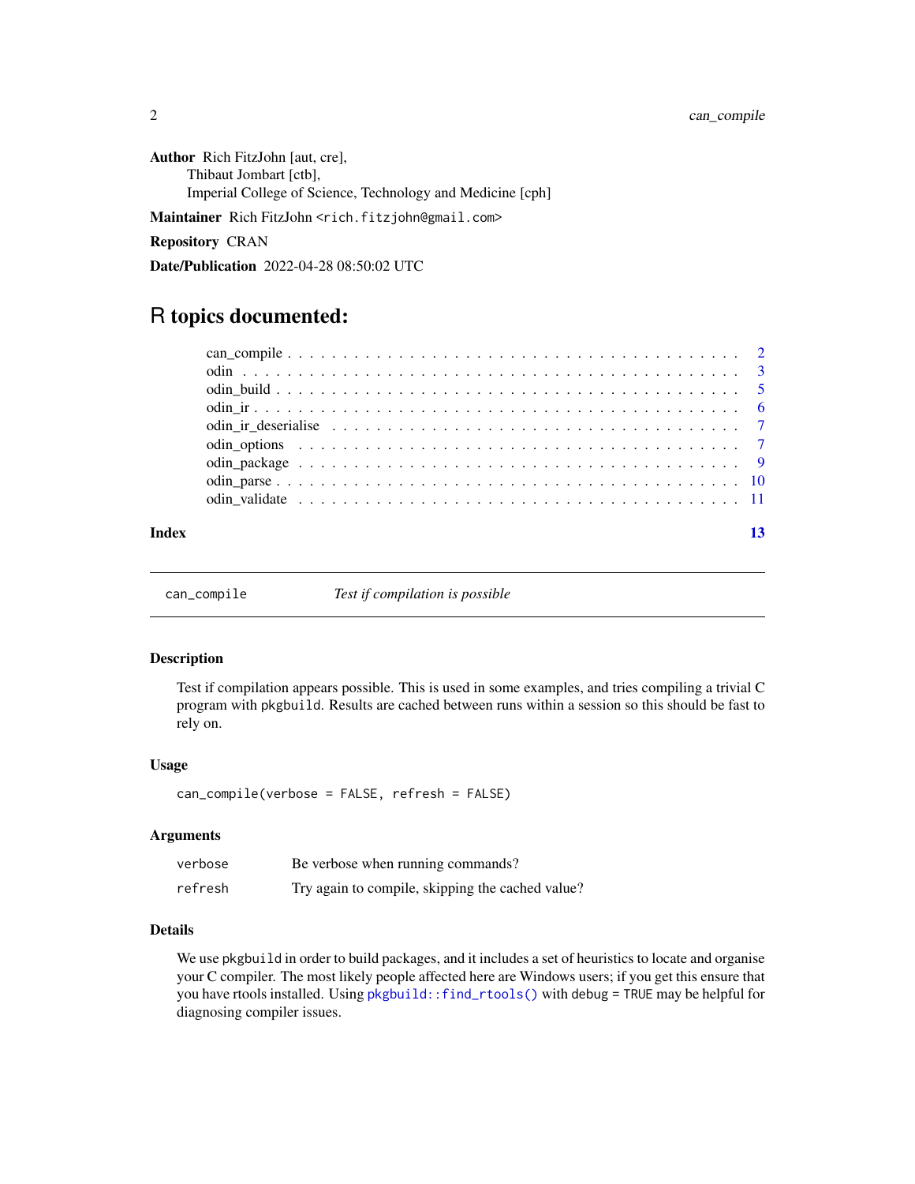**Author** Rich FitzJohn [aut, cre],
Thibaut Jombart [ctb],
Imperial College of Science, Technology and Medicine [cph]

**Maintainer** Rich FitzJohn <rich.fitzjohn@gmail.com>

**Repository** CRAN

**Date/Publication** 2022-04-28 08:50:02 UTC

# R topics documented:

- can_compile . . . . . . . . . . . . . . . . . . . . . . . . . . . . . . . . . . . . . . . . 2
- odin . . . . . . . . . . . . . . . . . . . . . . . . . . . . . . . . . . . . . . . . . . . . 3
- odin_build . . . . . . . . . . . . . . . . . . . . . . . . . . . . . . . . . . . . . . . . . 5
- odin_ir . . . . . . . . . . . . . . . . . . . . . . . . . . . . . . . . . . . . . . . . . . . 6
- odin_ir_deserialise . . . . . . . . . . . . . . . . . . . . . . . . . . . . . . . . . . . . 7
- odin_options . . . . . . . . . . . . . . . . . . . . . . . . . . . . . . . . . . . . . . . . 7
- odin_package . . . . . . . . . . . . . . . . . . . . . . . . . . . . . . . . . . . . . . . . 9
- odin_parse . . . . . . . . . . . . . . . . . . . . . . . . . . . . . . . . . . . . . . . . . 10
- odin_validate . . . . . . . . . . . . . . . . . . . . . . . . . . . . . . . . . . . . . . . . 11

**Index** 13

---

## can_compile — *Test if compilation is possible*

### Description

Test if compilation appears possible. This is used in some examples, and tries compiling a trivial C program with pkgbuild. Results are cached between runs within a session so this should be fast to rely on.

### Usage

```
can_compile(verbose = FALSE, refresh = FALSE)
```

### Arguments

| | |
|---|---|
| verbose | Be verbose when running commands? |
| refresh | Try again to compile, skipping the cached value? |

### Details

We use pkgbuild in order to build packages, and it includes a set of heuristics to locate and organise your C compiler. The most likely people affected here are Windows users; if you get this ensure that you have rtools installed. Using `pkgbuild::find_rtools()` with debug = TRUE may be helpful for diagnosing compiler issues.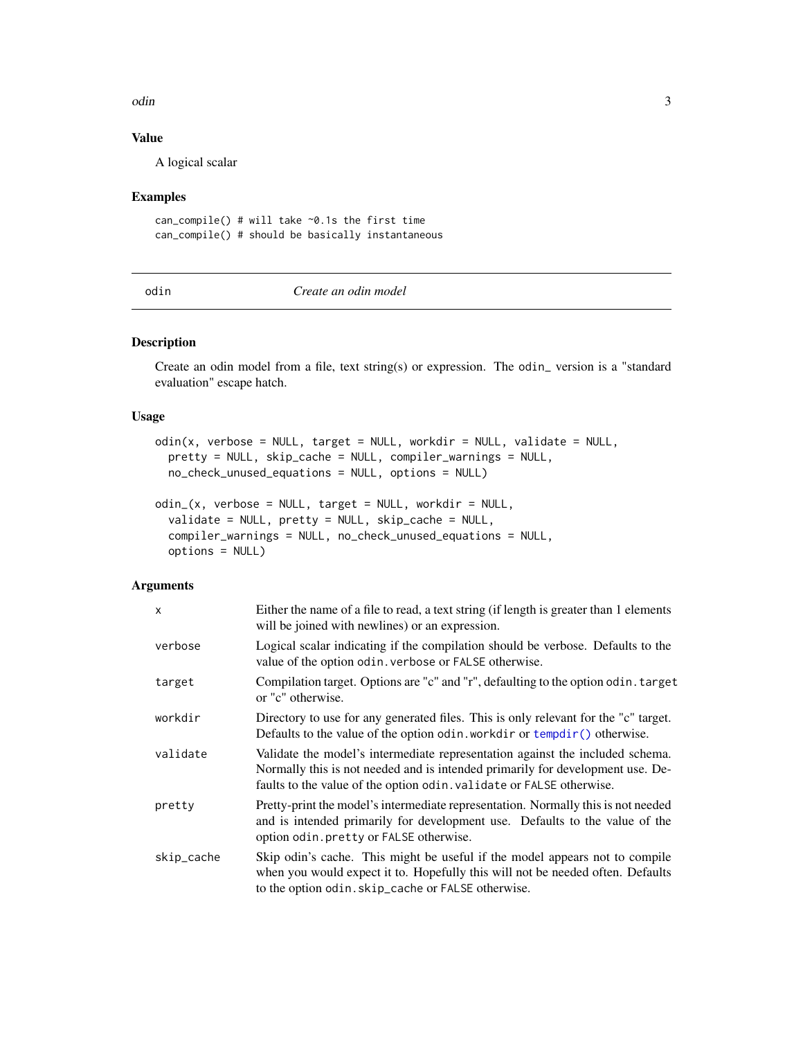## Value

A logical scalar

## Examples

```
can_compile() # will take ~0.1s the first time
can_compile() # should be basically instantaneous
```

---

# odin — *Create an odin model*

---

## Description

Create an odin model from a file, text string(s) or expression. The `odin_` version is a "standard evaluation" escape hatch.

## Usage

```
odin(x, verbose = NULL, target = NULL, workdir = NULL, validate = NULL,
  pretty = NULL, skip_cache = NULL, compiler_warnings = NULL,
  no_check_unused_equations = NULL, options = NULL)

odin_(x, verbose = NULL, target = NULL, workdir = NULL,
  validate = NULL, pretty = NULL, skip_cache = NULL,
  compiler_warnings = NULL, no_check_unused_equations = NULL,
  options = NULL)
```

## Arguments

| | |
|---|---|
| `x` | Either the name of a file to read, a text string (if length is greater than 1 elements will be joined with newlines) or an expression. |
| `verbose` | Logical scalar indicating if the compilation should be verbose. Defaults to the value of the option `odin.verbose` or `FALSE` otherwise. |
| `target` | Compilation target. Options are "c" and "r", defaulting to the option `odin.target` or "c" otherwise. |
| `workdir` | Directory to use for any generated files. This is only relevant for the "c" target. Defaults to the value of the option `odin.workdir` or `tempdir()` otherwise. |
| `validate` | Validate the model's intermediate representation against the included schema. Normally this is not needed and is intended primarily for development use. Defaults to the value of the option `odin.validate` or `FALSE` otherwise. |
| `pretty` | Pretty-print the model's intermediate representation. Normally this is not needed and is intended primarily for development use. Defaults to the value of the option `odin.pretty` or `FALSE` otherwise. |
| `skip_cache` | Skip odin's cache. This might be useful if the model appears not to compile when you would expect it to. Hopefully this will not be needed often. Defaults to the option `odin.skip_cache` or `FALSE` otherwise. |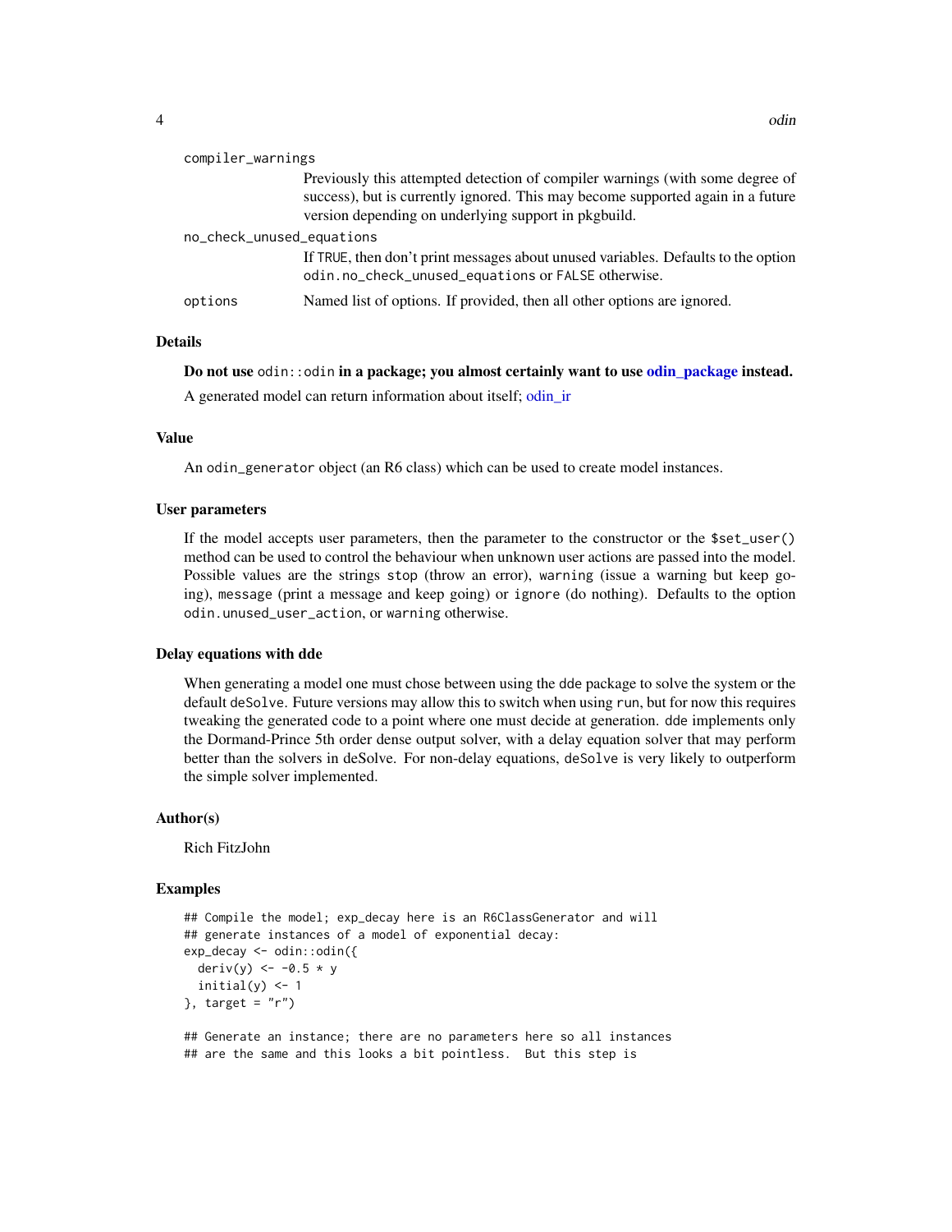`compiler_warnings`
: Previously this attempted detection of compiler warnings (with some degree of success), but is currently ignored. This may become supported again in a future version depending on underlying support in pkgbuild.

`no_check_unused_equations`
: If `TRUE`, then don't print messages about unused variables. Defaults to the option `odin.no_check_unused_equations` or `FALSE` otherwise.

`options`
: Named list of options. If provided, then all other options are ignored.

## Details

**Do not use** `odin::odin` **in a package; you almost certainly want to use odin_package instead.**

A generated model can return information about itself; odin_ir

## Value

An `odin_generator` object (an R6 class) which can be used to create model instances.

## User parameters

If the model accepts user parameters, then the parameter to the constructor or the `$set_user()` method can be used to control the behaviour when unknown user actions are passed into the model. Possible values are the strings `stop` (throw an error), `warning` (issue a warning but keep going), `message` (print a message and keep going) or `ignore` (do nothing). Defaults to the option `odin.unused_user_action`, or `warning` otherwise.

## Delay equations with dde

When generating a model one must chose between using the dde package to solve the system or the default `deSolve`. Future versions may allow this to switch when using `run`, but for now this requires tweaking the generated code to a point where one must decide at generation. `dde` implements only the Dormand-Prince 5th order dense output solver, with a delay equation solver that may perform better than the solvers in deSolve. For non-delay equations, `deSolve` is very likely to outperform the simple solver implemented.

## Author(s)

Rich FitzJohn

## Examples

```
## Compile the model; exp_decay here is an R6ClassGenerator and will
## generate instances of a model of exponential decay:
exp_decay <- odin::odin({
  deriv(y) <- -0.5 * y
  initial(y) <- 1
}, target = "r")

## Generate an instance; there are no parameters here so all instances
## are the same and this looks a bit pointless.  But this step is
```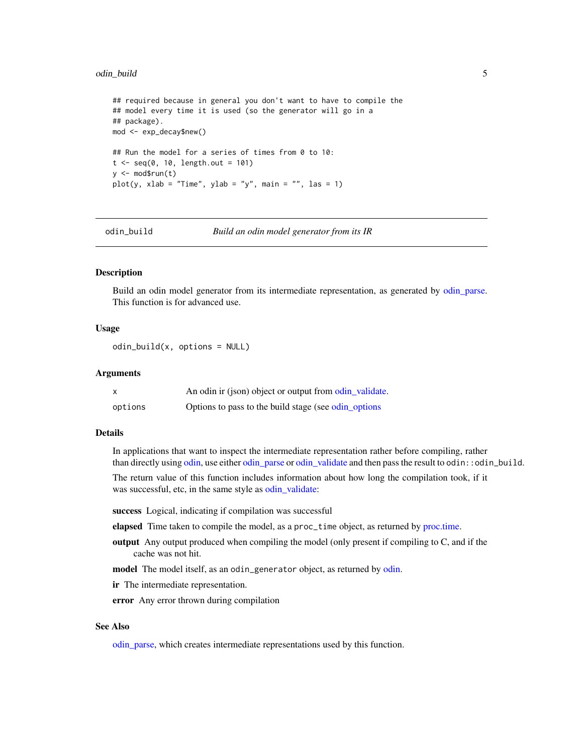```
## required because in general you don't want to have to compile the
## model every time it is used (so the generator will go in a
## package).
mod <- exp_decay$new()

## Run the model for a series of times from 0 to 10:
t <- seq(0, 10, length.out = 101)
y <- mod$run(t)
plot(y, xlab = "Time", ylab = "y", main = "", las = 1)
```

---

## odin_build — *Build an odin model generator from its IR*

### Description

Build an odin model generator from its intermediate representation, as generated by odin_parse. This function is for advanced use.

### Usage

```
odin_build(x, options = NULL)
```

### Arguments

| | |
|---|---|
| `x` | An odin ir (json) object or output from odin_validate. |
| `options` | Options to pass to the build stage (see odin_options |

### Details

In applications that want to inspect the intermediate representation rather before compiling, rather than directly using odin, use either odin_parse or odin_validate and then pass the result to `odin::odin_build`.

The return value of this function includes information about how long the compilation took, if it was successful, etc, in the same style as odin_validate:

**success** Logical, indicating if compilation was successful

**elapsed** Time taken to compile the model, as a `proc_time` object, as returned by proc.time.

**output** Any output produced when compiling the model (only present if compiling to C, and if the cache was not hit.

**model** The model itself, as an `odin_generator` object, as returned by odin.

**ir** The intermediate representation.

**error** Any error thrown during compilation

### See Also

odin_parse, which creates intermediate representations used by this function.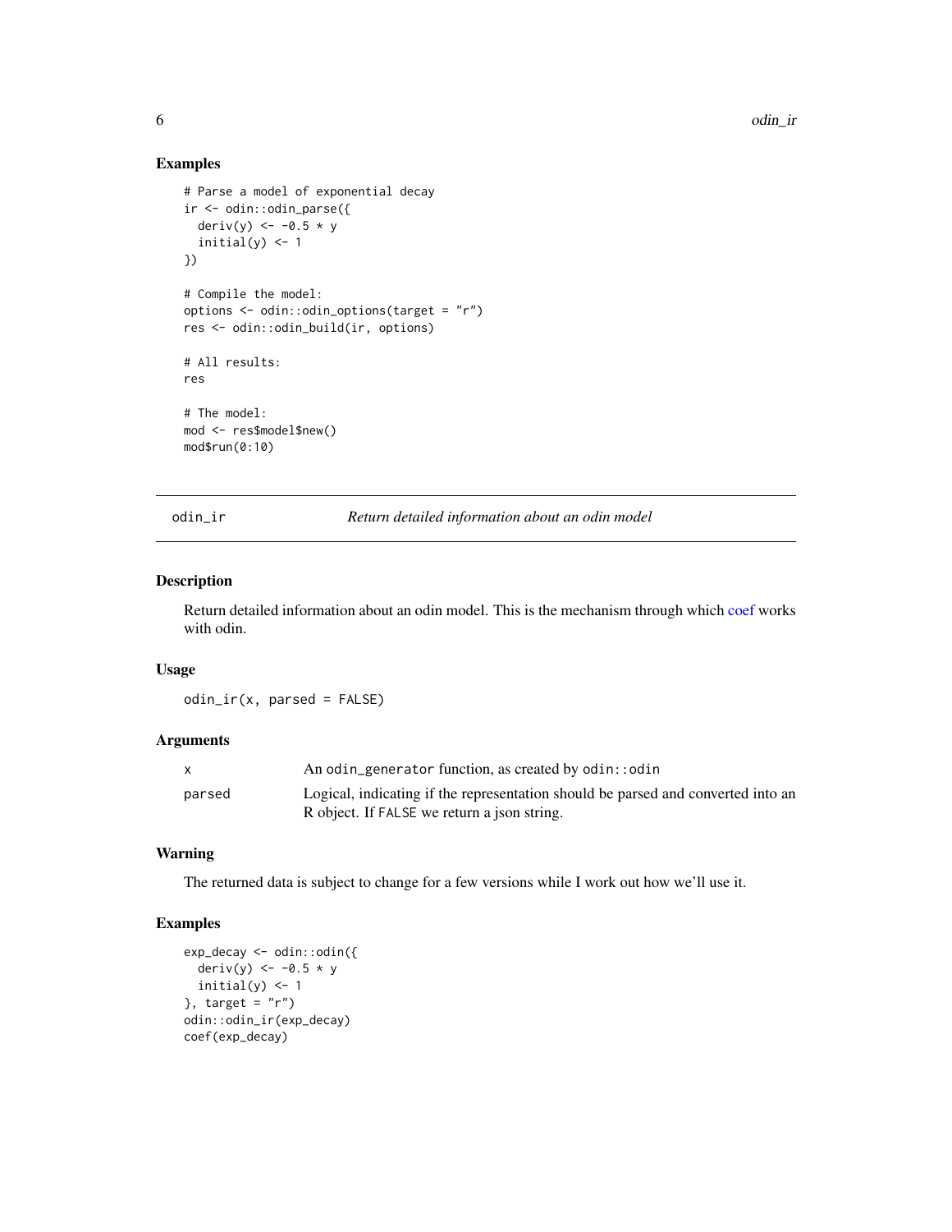## Examples

```
# Parse a model of exponential decay
ir <- odin::odin_parse({
  deriv(y) <- -0.5 * y
  initial(y) <- 1
})

# Compile the model:
options <- odin::odin_options(target = "r")
res <- odin::odin_build(ir, options)

# All results:
res

# The model:
mod <- res$model$new()
mod$run(0:10)
```

---

# odin_ir — *Return detailed information about an odin model*

## Description

Return detailed information about an odin model. This is the mechanism through which coef works with odin.

## Usage

```
odin_ir(x, parsed = FALSE)
```

## Arguments

| | |
|---|---|
| x | An `odin_generator` function, as created by `odin::odin` |
| parsed | Logical, indicating if the representation should be parsed and converted into an R object. If `FALSE` we return a json string. |

## Warning

The returned data is subject to change for a few versions while I work out how we'll use it.

## Examples

```
exp_decay <- odin::odin({
  deriv(y) <- -0.5 * y
  initial(y) <- 1
}, target = "r")
odin::odin_ir(exp_decay)
coef(exp_decay)
```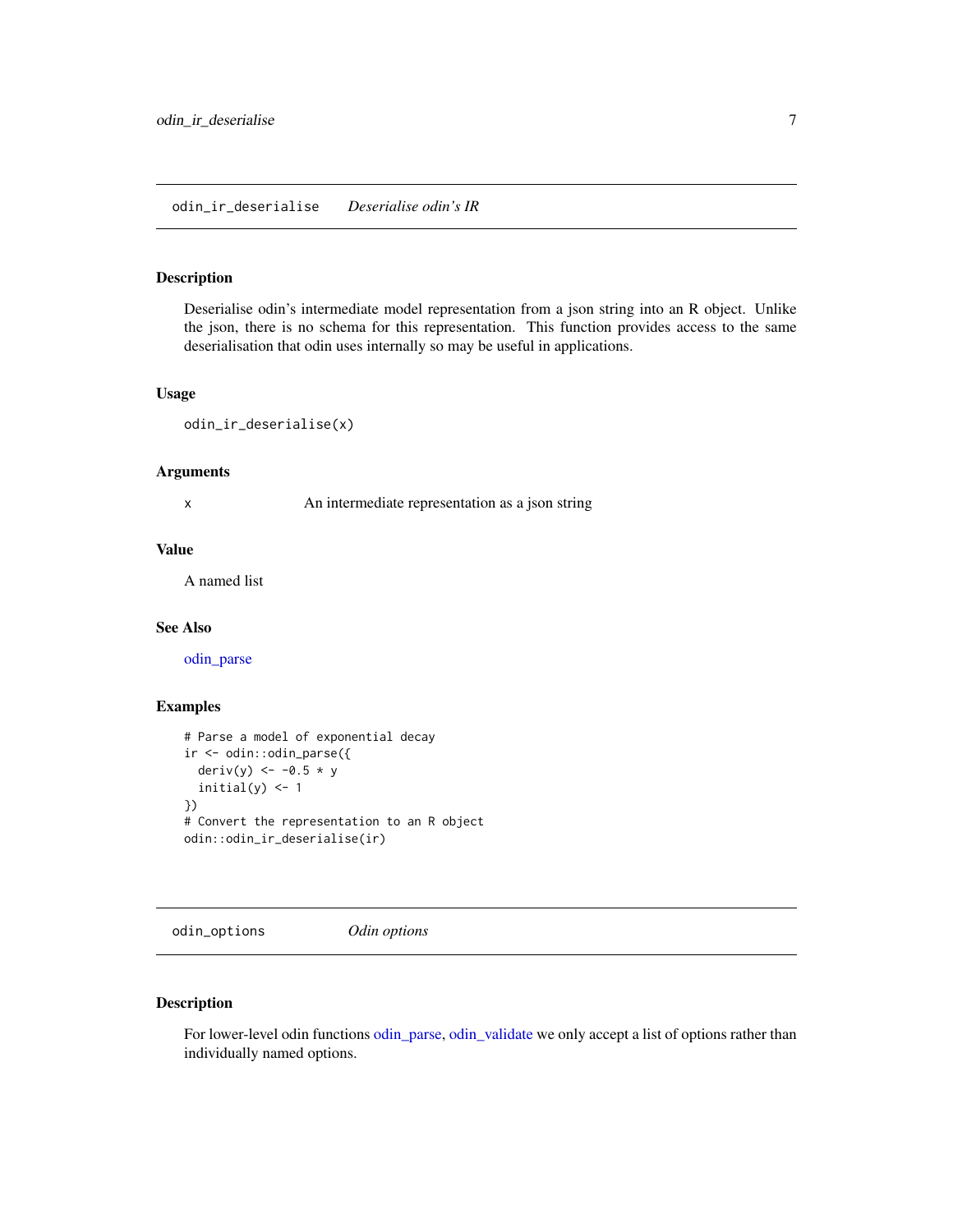## odin_ir_deserialise — *Deserialise odin's IR*

### Description

Deserialise odin's intermediate model representation from a json string into an R object. Unlike the json, there is no schema for this representation. This function provides access to the same deserialisation that odin uses internally so may be useful in applications.

### Usage

```
odin_ir_deserialise(x)
```

### Arguments

| | |
|---|---|
| x | An intermediate representation as a json string |

### Value

A named list

### See Also

odin_parse

### Examples

```
# Parse a model of exponential decay
ir <- odin::odin_parse({
  deriv(y) <- -0.5 * y
  initial(y) <- 1
})
# Convert the representation to an R object
odin::odin_ir_deserialise(ir)
```

## odin_options — *Odin options*

### Description

For lower-level odin functions odin_parse, odin_validate we only accept a list of options rather than individually named options.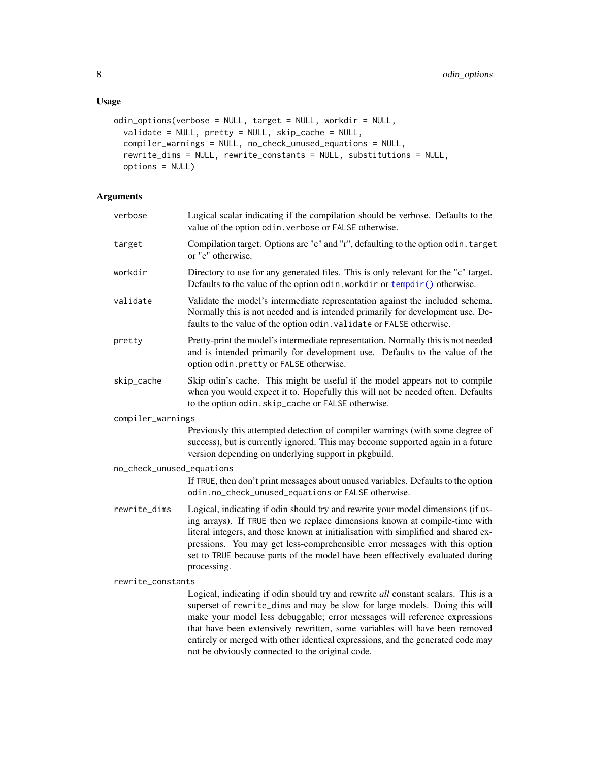## Usage

```
odin_options(verbose = NULL, target = NULL, workdir = NULL,
  validate = NULL, pretty = NULL, skip_cache = NULL,
  compiler_warnings = NULL, no_check_unused_equations = NULL,
  rewrite_dims = NULL, rewrite_constants = NULL, substitutions = NULL,
  options = NULL)
```

## Arguments

| | |
|---|---|
| verbose | Logical scalar indicating if the compilation should be verbose. Defaults to the value of the option `odin.verbose` or `FALSE` otherwise. |
| target | Compilation target. Options are "c" and "r", defaulting to the option `odin.target` or "c" otherwise. |
| workdir | Directory to use for any generated files. This is only relevant for the "c" target. Defaults to the value of the option `odin.workdir` or `tempdir()` otherwise. |
| validate | Validate the model's intermediate representation against the included schema. Normally this is not needed and is intended primarily for development use. Defaults to the value of the option `odin.validate` or `FALSE` otherwise. |
| pretty | Pretty-print the model's intermediate representation. Normally this is not needed and is intended primarily for development use. Defaults to the value of the option `odin.pretty` or `FALSE` otherwise. |
| skip_cache | Skip odin's cache. This might be useful if the model appears not to compile when you would expect it to. Hopefully this will not be needed often. Defaults to the option `odin.skip_cache` or `FALSE` otherwise. |
| compiler_warnings | Previously this attempted detection of compiler warnings (with some degree of success), but is currently ignored. This may become supported again in a future version depending on underlying support in pkgbuild. |
| no_check_unused_equations | If `TRUE`, then don't print messages about unused variables. Defaults to the option `odin.no_check_unused_equations` or `FALSE` otherwise. |
| rewrite_dims | Logical, indicating if odin should try and rewrite your model dimensions (if using arrays). If `TRUE` then we replace dimensions known at compile-time with literal integers, and those known at initialisation with simplified and shared expressions. You may get less-comprehensible error messages with this option set to `TRUE` because parts of the model have been effectively evaluated during processing. |
| rewrite_constants | Logical, indicating if odin should try and rewrite *all* constant scalars. This is a superset of `rewrite_dims` and may be slow for large models. Doing this will make your model less debuggable; error messages will reference expressions that have been extensively rewritten, some variables will have been removed entirely or merged with other identical expressions, and the generated code may not be obviously connected to the original code. |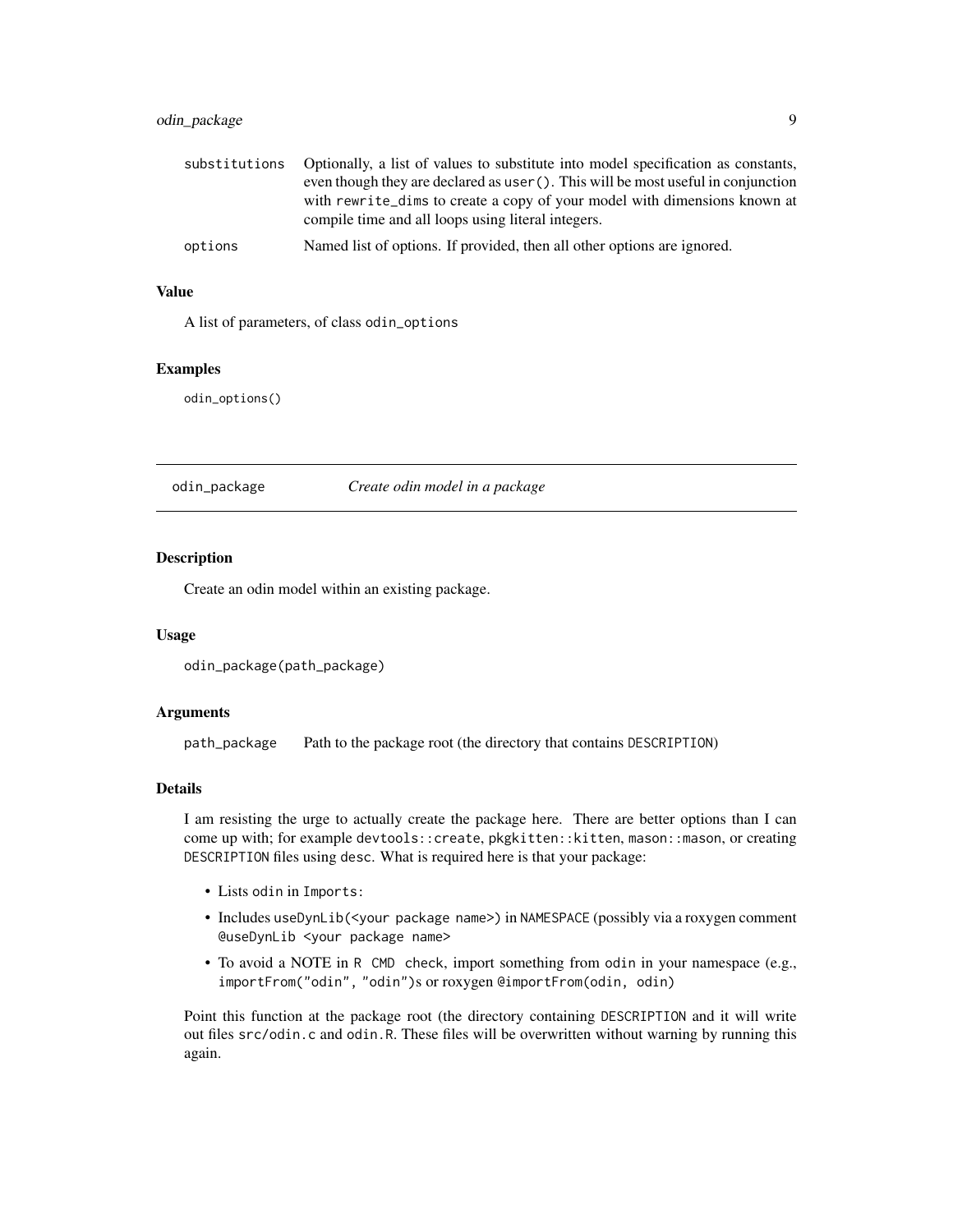| | |
|---|---|
| substitutions | Optionally, a list of values to substitute into model specification as constants, even though they are declared as `user()`. This will be most useful in conjunction with `rewrite_dims` to create a copy of your model with dimensions known at compile time and all loops using literal integers. |
| options | Named list of options. If provided, then all other options are ignored. |

### Value

A list of parameters, of class `odin_options`

### Examples

```
odin_options()
```

---

## odin_package — *Create odin model in a package*

---

### Description

Create an odin model within an existing package.

### Usage

```
odin_package(path_package)
```

### Arguments

| | |
|---|---|
| path_package | Path to the package root (the directory that contains `DESCRIPTION`) |

### Details

I am resisting the urge to actually create the package here. There are better options than I can come up with; for example `devtools::create`, `pkgkitten::kitten`, `mason::mason`, or creating `DESCRIPTION` files using `desc`. What is required here is that your package:

- Lists `odin` in `Imports:`
- Includes `useDynLib(<your package name>)` in `NAMESPACE` (possibly via a roxygen comment `@useDynLib <your package name>`
- To avoid a NOTE in `R CMD check`, import something from `odin` in your namespace (e.g., `importFrom("odin", "odin")`s or roxygen `@importFrom(odin, odin)`

Point this function at the package root (the directory containing `DESCRIPTION` and it will write out files `src/odin.c` and `odin.R`. These files will be overwritten without warning by running this again.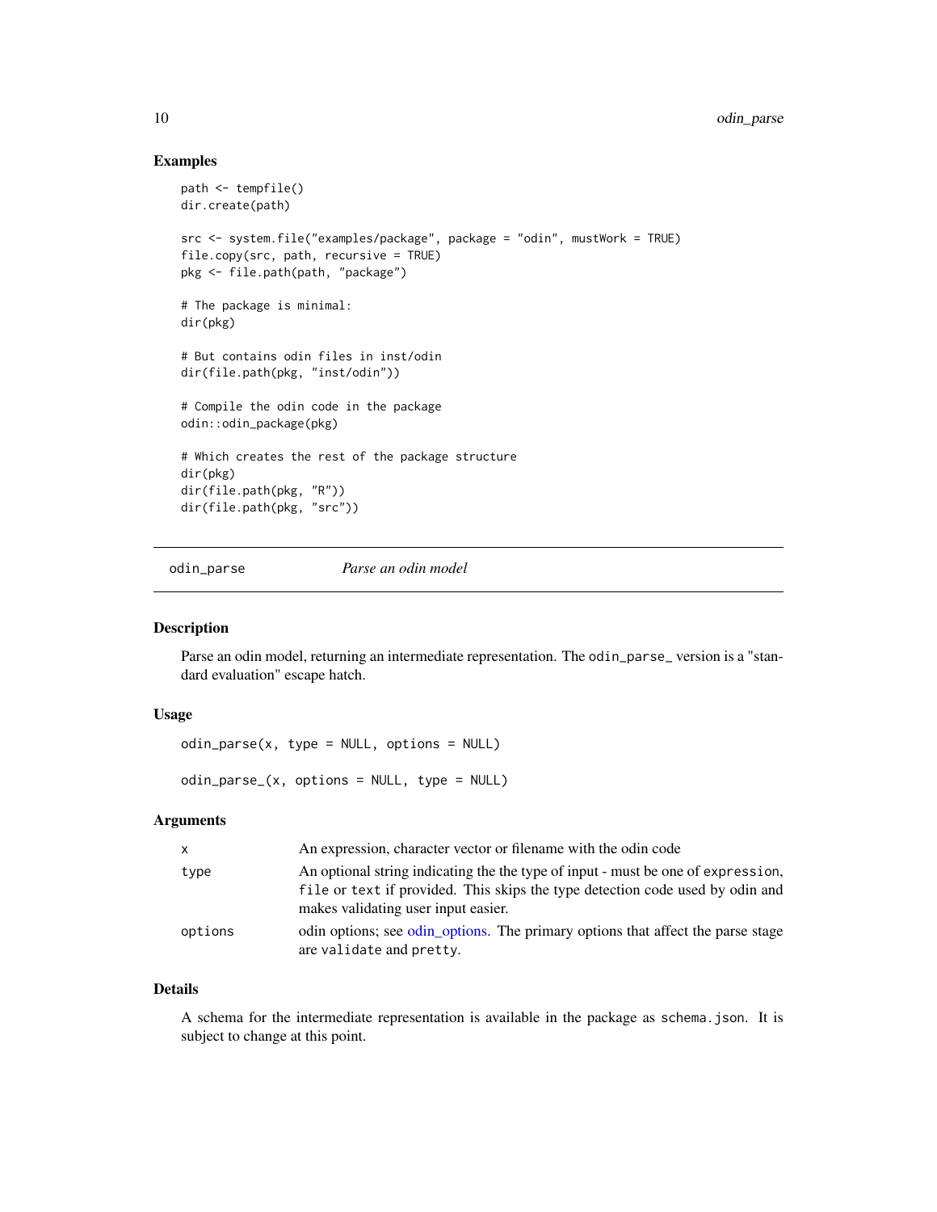## Examples

```
path <- tempfile()
dir.create(path)

src <- system.file("examples/package", package = "odin", mustWork = TRUE)
file.copy(src, path, recursive = TRUE)
pkg <- file.path(path, "package")

# The package is minimal:
dir(pkg)

# But contains odin files in inst/odin
dir(file.path(pkg, "inst/odin"))

# Compile the odin code in the package
odin::odin_package(pkg)

# Which creates the rest of the package structure
dir(pkg)
dir(file.path(pkg, "R"))
dir(file.path(pkg, "src"))
```

---

# odin_parse — *Parse an odin model*

## Description

Parse an odin model, returning an intermediate representation. The `odin_parse_` version is a "standard evaluation" escape hatch.

## Usage

```
odin_parse(x, type = NULL, options = NULL)

odin_parse_(x, options = NULL, type = NULL)
```

## Arguments

| | |
|---|---|
| `x` | An expression, character vector or filename with the odin code |
| `type` | An optional string indicating the the type of input - must be one of `expression`, `file` or `text` if provided. This skips the type detection code used by odin and makes validating user input easier. |
| `options` | odin options; see odin_options. The primary options that affect the parse stage are `validate` and `pretty`. |

## Details

A schema for the intermediate representation is available in the package as `schema.json`. It is subject to change at this point.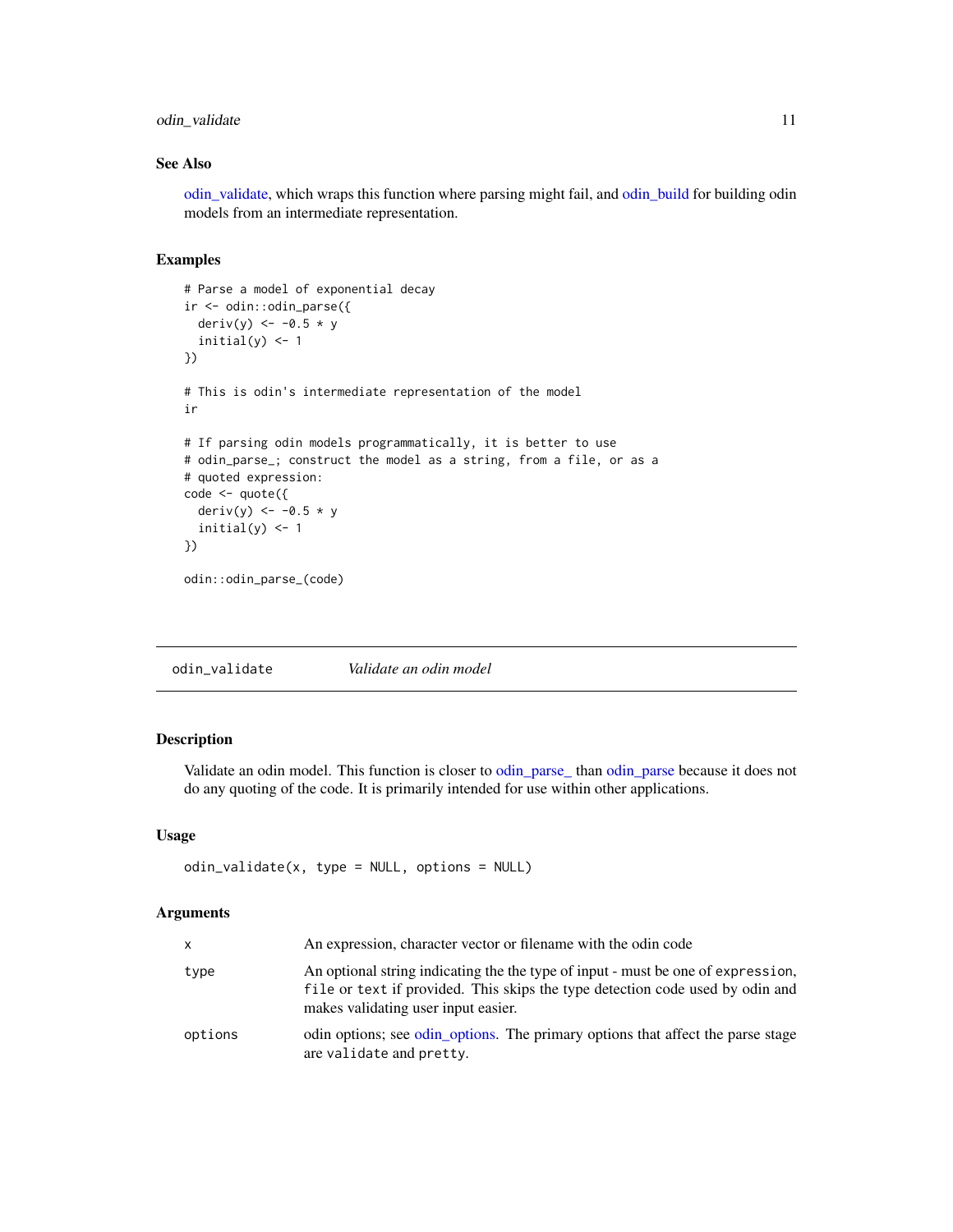### See Also

odin_validate, which wraps this function where parsing might fail, and odin_build for building odin models from an intermediate representation.

### Examples

```
# Parse a model of exponential decay
ir <- odin::odin_parse({
  deriv(y) <- -0.5 * y
  initial(y) <- 1
})

# This is odin's intermediate representation of the model
ir

# If parsing odin models programmatically, it is better to use
# odin_parse_; construct the model as a string, from a file, or as a
# quoted expression:
code <- quote({
  deriv(y) <- -0.5 * y
  initial(y) <- 1
})

odin::odin_parse_(code)
```

---

## odin_validate — *Validate an odin model*

### Description

Validate an odin model. This function is closer to odin_parse_ than odin_parse because it does not do any quoting of the code. It is primarily intended for use within other applications.

### Usage

```
odin_validate(x, type = NULL, options = NULL)
```

### Arguments

| | |
|---|---|
| `x` | An expression, character vector or filename with the odin code |
| `type` | An optional string indicating the the type of input - must be one of `expression`, `file` or `text` if provided. This skips the type detection code used by odin and makes validating user input easier. |
| `options` | odin options; see odin_options. The primary options that affect the parse stage are `validate` and `pretty`. |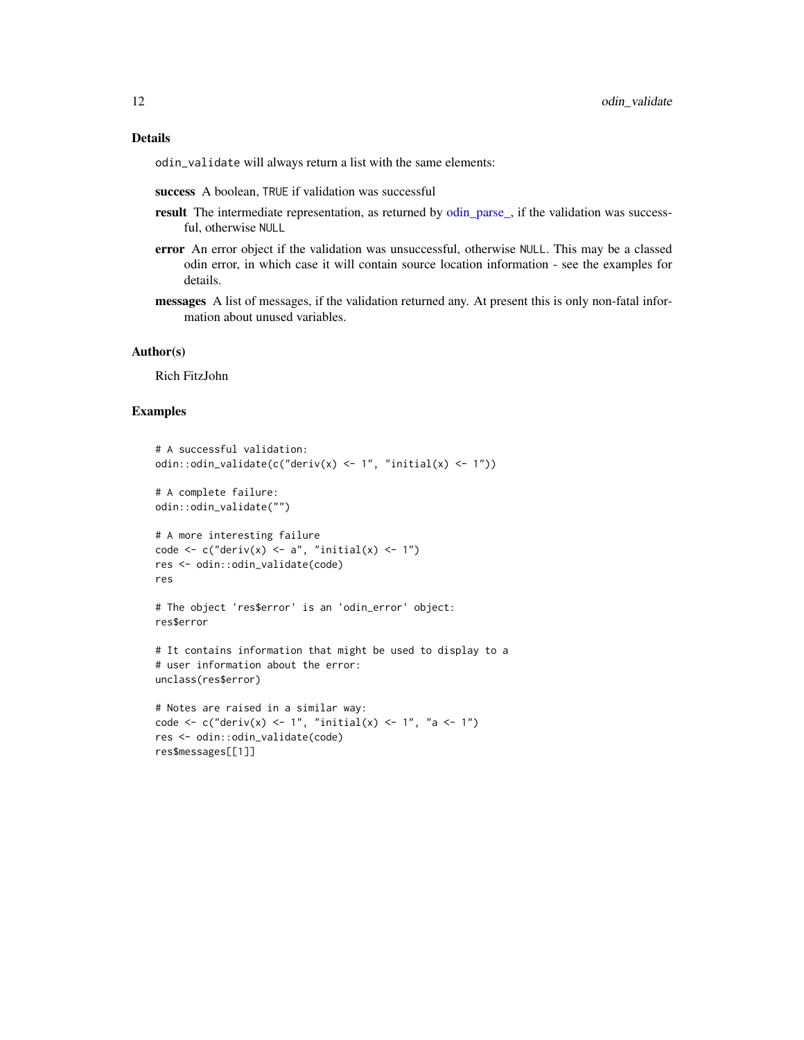## Details

`odin_validate` will always return a list with the same elements:

**success** A boolean, `TRUE` if validation was successful

**result** The intermediate representation, as returned by odin_parse_, if the validation was successful, otherwise `NULL`

**error** An error object if the validation was unsuccessful, otherwise `NULL`. This may be a classed odin error, in which case it will contain source location information - see the examples for details.

**messages** A list of messages, if the validation returned any. At present this is only non-fatal information about unused variables.

## Author(s)

Rich FitzJohn

## Examples

```
# A successful validation:
odin::odin_validate(c("deriv(x) <- 1", "initial(x) <- 1"))

# A complete failure:
odin::odin_validate("")

# A more interesting failure
code <- c("deriv(x) <- a", "initial(x) <- 1")
res <- odin::odin_validate(code)
res

# The object 'res$error' is an 'odin_error' object:
res$error

# It contains information that might be used to display to a
# user information about the error:
unclass(res$error)

# Notes are raised in a similar way:
code <- c("deriv(x) <- 1", "initial(x) <- 1", "a <- 1")
res <- odin::odin_validate(code)
res$messages[[1]]
```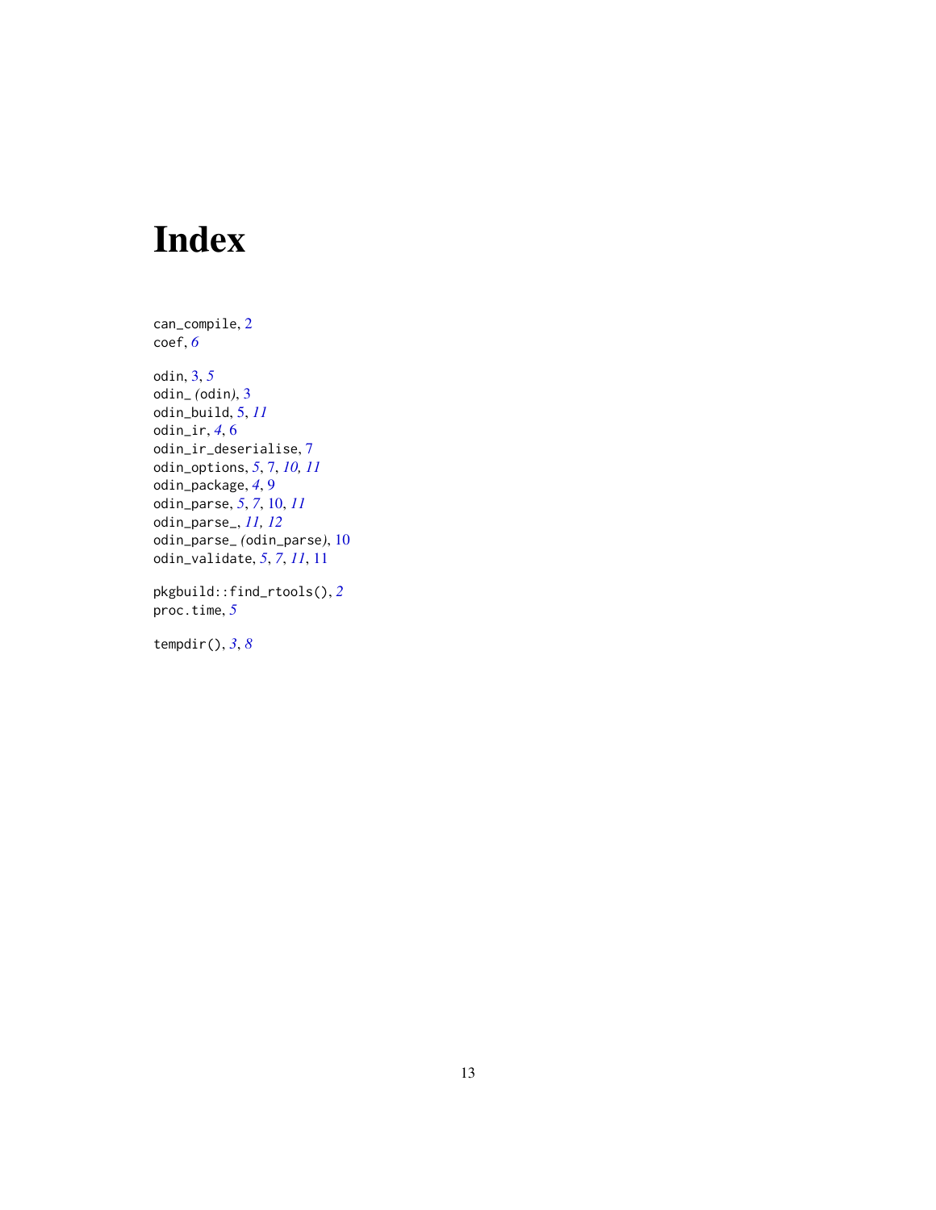# Index

can_compile, 2
coef, *6*

odin, 3, *5*
odin_ *(odin)*, 3
odin_build, 5, *11*
odin_ir, *4*, 6
odin_ir_deserialise, 7
odin_options, *5*, 7, *10, 11*
odin_package, *4*, 9
odin_parse, *5*, *7*, 10, *11*
odin_parse_, *11, 12*
odin_parse_ *(odin_parse)*, 10
odin_validate, *5*, *7*, *11*, 11

pkgbuild::find_rtools(), *2*
proc.time, *5*

tempdir(), *3*, *8*